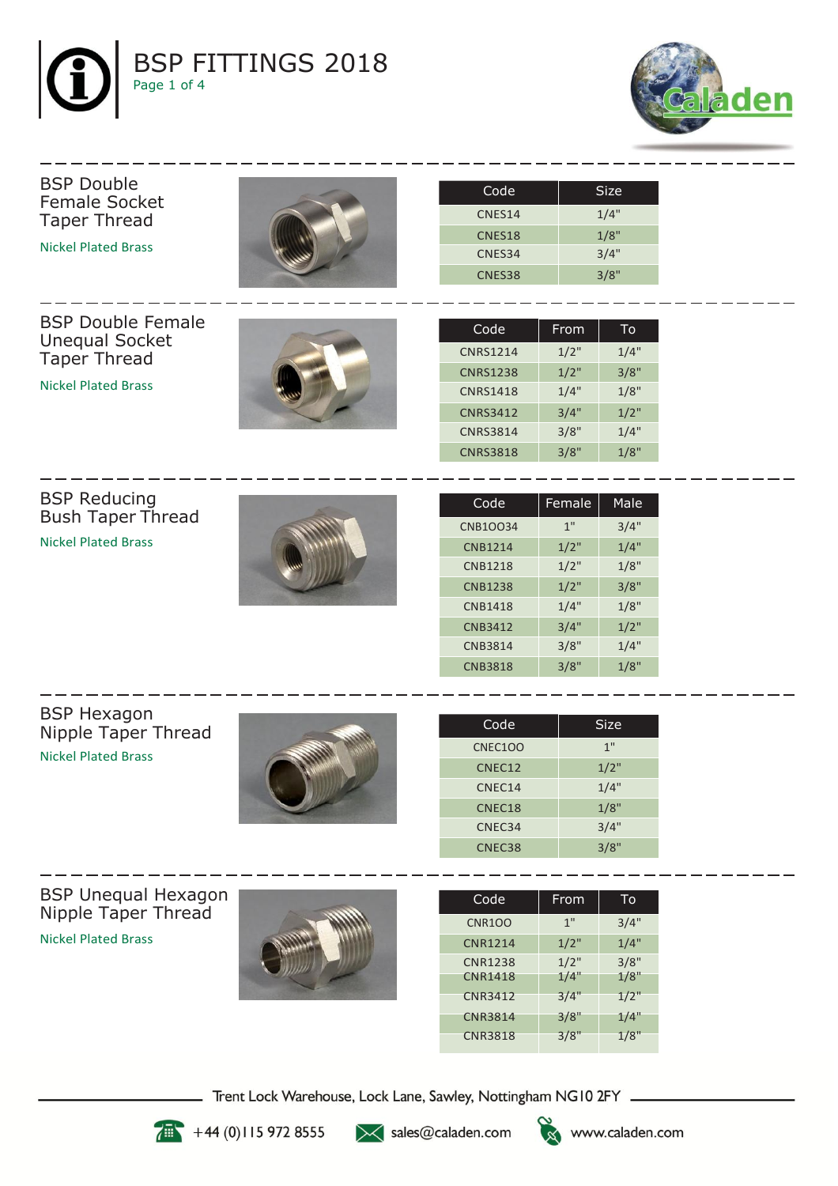# BSP FITTINGS 2018

## BSP Double Female Socket Taper Thread

Nickel Plated Brass

| Code | Size |
|---|---|
| CNES14 | 1/4" |
| CNES18 | 1/8" |
| CNES34 | 3/4" |
| CNES38 | 3/8" |

## BSP Double Female Unequal Socket Taper Thread

Nickel Plated Brass

| Code | From | To |
|---|---|---|
| CNRS1214 | 1/2" | 1/4" |
| CNRS1238 | 1/2" | 3/8" |
| CNRS1418 | 1/4" | 1/8" |
| CNRS3412 | 3/4" | 1/2" |
| CNRS3814 | 3/8" | 1/4" |
| CNRS3818 | 3/8" | 1/8" |

## BSP Reducing Bush Taper Thread

Nickel Plated Brass

| Code | Female | Male |
|---|---|---|
| CNB10034 | 1" | 3/4" |
| CNB1214 | 1/2" | 1/4" |
| CNB1218 | 1/2" | 1/8" |
| CNB1238 | 1/2" | 3/8" |
| CNB1418 | 1/4" | 1/8" |
| CNB3412 | 3/4" | 1/2" |
| CNB3814 | 3/8" | 1/4" |
| CNB3818 | 3/8" | 1/8" |

## BSP Hexagon Nipple Taper Thread

Nickel Plated Brass

| Code | Size |
|---|---|
| CNEC100 | 1" |
| CNEC12 | 1/2" |
| CNEC14 | 1/4" |
| CNEC18 | 1/8" |
| CNEC34 | 3/4" |
| CNEC38 | 3/8" |

## BSP Unequal Hexagon Nipple Taper Thread

Nickel Plated Brass

| Code | From | To |
|---|---|---|
| CNR100 | 1" | 3/4" |
| CNR1214 | 1/2" | 1/4" |
| CNR1238 | 1/2" | 3/8" |
| CNR1418 | 1/4" | 1/8" |
| CNR3412 | 3/4" | 1/2" |
| CNR3814 | 3/8" | 1/4" |
| CNR3818 | 3/8" | 1/8" |

Trent Lock Warehouse, Lock Lane, Sawley, Nottingham NG10 2FY

+44 (0)115 972 8555 sales@caladen.com www.caladen.com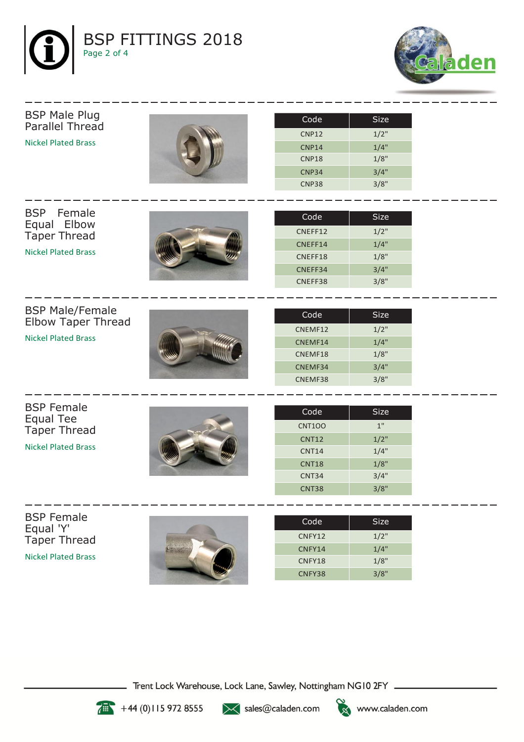## BSP Male Plug Parallel Thread

Nickel Plated Brass

| Code | Size |
|---|---|
| CNP12 | 1/2" |
| CNP14 | 1/4" |
| CNP18 | 1/8" |
| CNP34 | 3/4" |
| CNP38 | 3/8" |

## BSP Female Equal Elbow Taper Thread

Nickel Plated Brass

| Code | Size |
|---|---|
| CNEFF12 | 1/2" |
| CNEFF14 | 1/4" |
| CNEFF18 | 1/8" |
| CNEFF34 | 3/4" |
| CNEFF38 | 3/8" |

## BSP Male/Female Elbow Taper Thread

Nickel Plated Brass

| Code | Size |
|---|---|
| CNEMF12 | 1/2" |
| CNEMF14 | 1/4" |
| CNEMF18 | 1/8" |
| CNEMF34 | 3/4" |
| CNEMF38 | 3/8" |

## BSP Female Equal Tee Taper Thread

Nickel Plated Brass

| Code | Size |
|---|---|
| CNT1OO | 1" |
| CNT12 | 1/2" |
| CNT14 | 1/4" |
| CNT18 | 1/8" |
| CNT34 | 3/4" |
| CNT38 | 3/8" |

## BSP Female Equal 'Y' Taper Thread

Nickel Plated Brass

| Code | Size |
|---|---|
| CNFY12 | 1/2" |
| CNFY14 | 1/4" |
| CNFY18 | 1/8" |
| CNFY38 | 3/8" |

Trent Lock Warehouse, Lock Lane, Sawley, Nottingham NG10 2FY

+44 (0)115 972 8555 sales@caladen.com www.caladen.com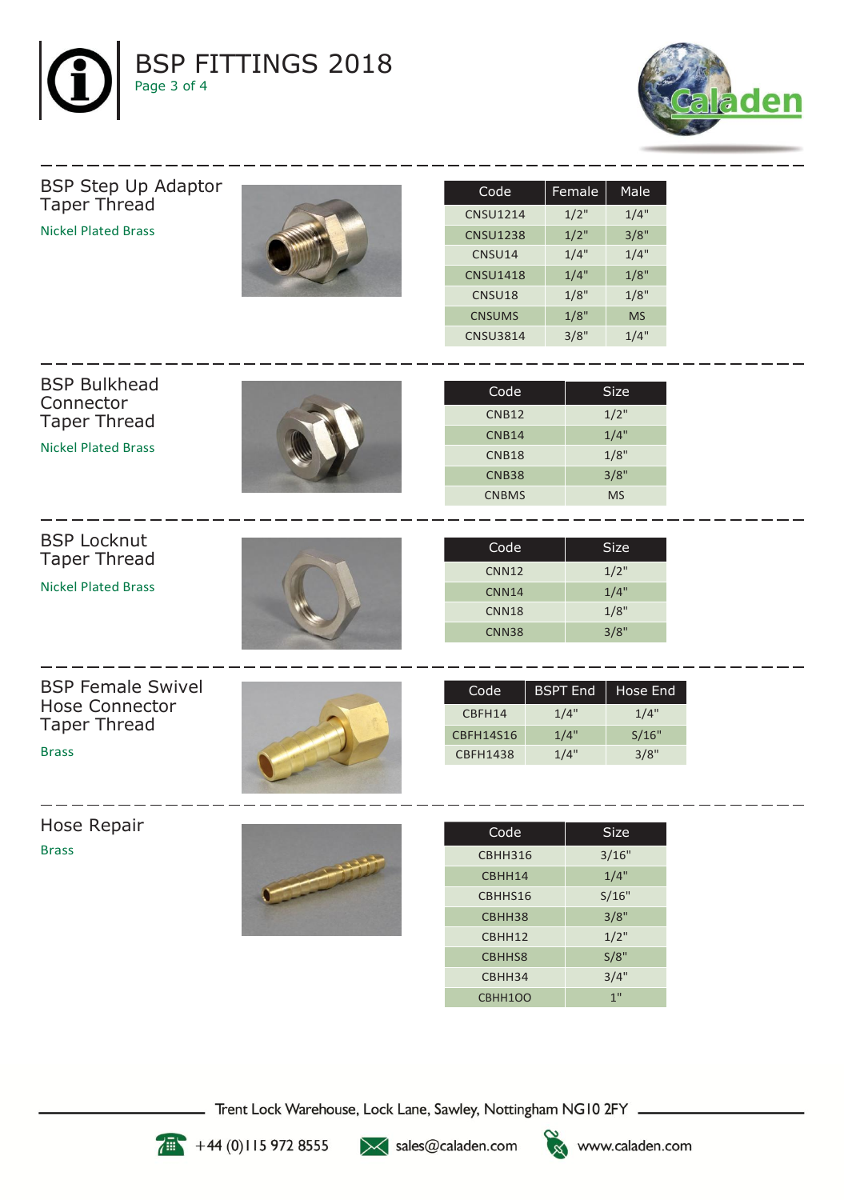# BSP FITTINGS 2018

## BSP Step Up Adaptor Taper Thread

Nickel Plated Brass

| Code | Female | Male |
|---|---|---|
| CNSU1214 | 1/2" | 1/4" |
| CNSU1238 | 1/2" | 3/8" |
| CNSU14 | 1/4" | 1/4" |
| CNSU1418 | 1/4" | 1/8" |
| CNSU18 | 1/8" | 1/8" |
| CNSUMS | 1/8" | MS |
| CNSU3814 | 3/8" | 1/4" |

## BSP Bulkhead Connector Taper Thread

Nickel Plated Brass

| Code | Size |
|---|---|
| CNB12 | 1/2" |
| CNB14 | 1/4" |
| CNB18 | 1/8" |
| CNB38 | 3/8" |
| CNBMS | MS |

## BSP Locknut Taper Thread

Nickel Plated Brass

| Code | Size |
|---|---|
| CNN12 | 1/2" |
| CNN14 | 1/4" |
| CNN18 | 1/8" |
| CNN38 | 3/8" |

## BSP Female Swivel Hose Connector Taper Thread

Brass

| Code | BSPT End | Hose End |
|---|---|---|
| CBFH14 | 1/4" | 1/4" |
| CBFH14S16 | 1/4" | S/16" |
| CBFH1438 | 1/4" | 3/8" |

## Hose Repair

Brass

| Code | Size |
|---|---|
| CBHH316 | 3/16" |
| CBHH14 | 1/4" |
| CBHHS16 | S/16" |
| CBHH38 | 3/8" |
| CBHH12 | 1/2" |
| CBHHS8 | S/8" |
| CBHH34 | 3/4" |
| CBHH1OO | 1" |

Trent Lock Warehouse, Lock Lane, Sawley, Nottingham NG10 2FY

+44 (0)115 972 8555 sales@caladen.com www.caladen.com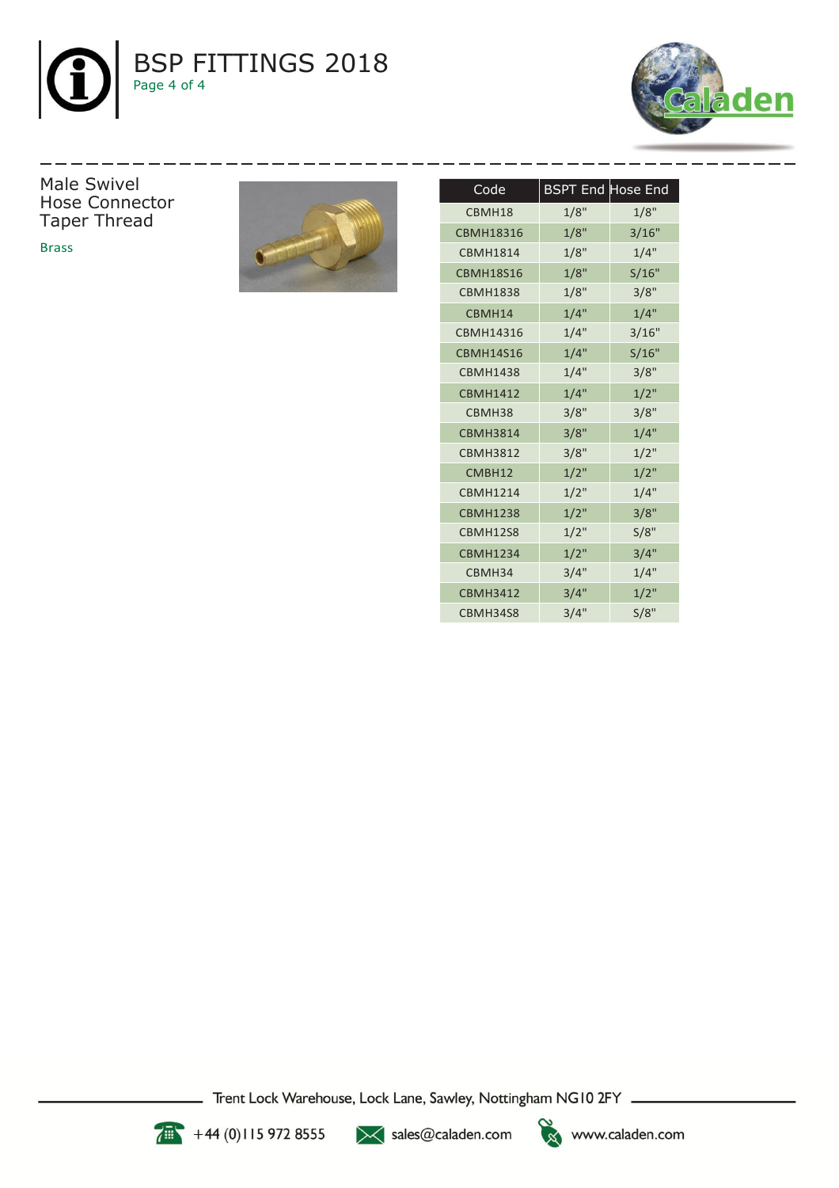# BSP FITTINGS 2018

## Male Swivel Hose Connector Taper Thread

Brass

| Code | BSPT End | Hose End |
|---|---|---|
| CBMH18 | 1/8" | 1/8" |
| CBMH18316 | 1/8" | 3/16" |
| CBMH1814 | 1/8" | 1/4" |
| CBMH18S16 | 1/8" | S/16" |
| CBMH1838 | 1/8" | 3/8" |
| CBMH14 | 1/4" | 1/4" |
| CBMH14316 | 1/4" | 3/16" |
| CBMH14S16 | 1/4" | S/16" |
| CBMH1438 | 1/4" | 3/8" |
| CBMH1412 | 1/4" | 1/2" |
| CBMH38 | 3/8" | 3/8" |
| CBMH3814 | 3/8" | 1/4" |
| CBMH3812 | 3/8" | 1/2" |
| CMBH12 | 1/2" | 1/2" |
| CBMH1214 | 1/2" | 1/4" |
| CBMH1238 | 1/2" | 3/8" |
| CBMH12S8 | 1/2" | S/8" |
| CBMH1234 | 1/2" | 3/4" |
| CBMH34 | 3/4" | 1/4" |
| CBMH3412 | 3/4" | 1/2" |
| CBMH34S8 | 3/4" | S/8" |

Trent Lock Warehouse, Lock Lane, Sawley, Nottingham NG10 2FY

+44 (0)115 972 8555 sales@caladen.com www.caladen.com